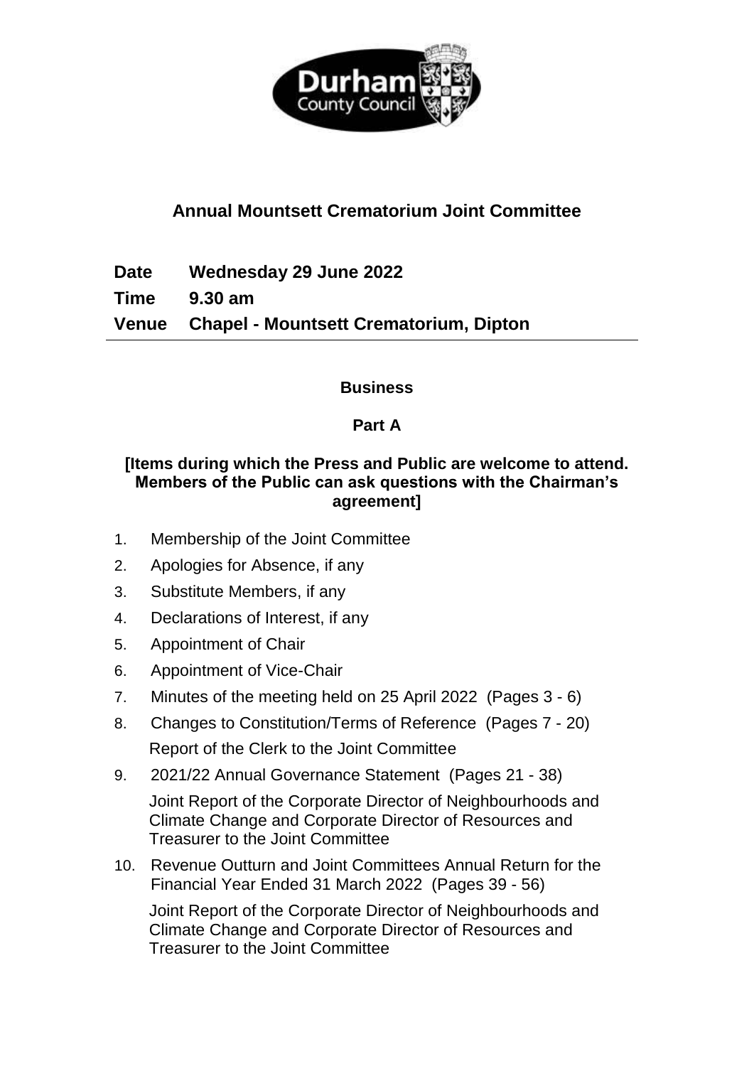# Annual Mountsett Crematorium Joint Committee

**Date** **Wednesday 29 June 2022**

**Time** **9.30 am**

**Venue** **Chapel - Mountsett Crematorium, Dipton**

---

## Business

### Part A

**[Items during which the Press and Public are welcome to attend. Members of the Public can ask questions with the Chairman's agreement]**

1. Membership of the Joint Committee
2. Apologies for Absence, if any
3. Substitute Members, if any
4. Declarations of Interest, if any
5. Appointment of Chair
6. Appointment of Vice-Chair
7. Minutes of the meeting held on 25 April 2022 (Pages 3 - 6)
8. Changes to Constitution/Terms of Reference (Pages 7 - 20)

   Report of the Clerk to the Joint Committee
9. 2021/22 Annual Governance Statement (Pages 21 - 38)

   Joint Report of the Corporate Director of Neighbourhoods and Climate Change and Corporate Director of Resources and Treasurer to the Joint Committee
10. Revenue Outturn and Joint Committees Annual Return for the Financial Year Ended 31 March 2022 (Pages 39 - 56)

    Joint Report of the Corporate Director of Neighbourhoods and Climate Change and Corporate Director of Resources and Treasurer to the Joint Committee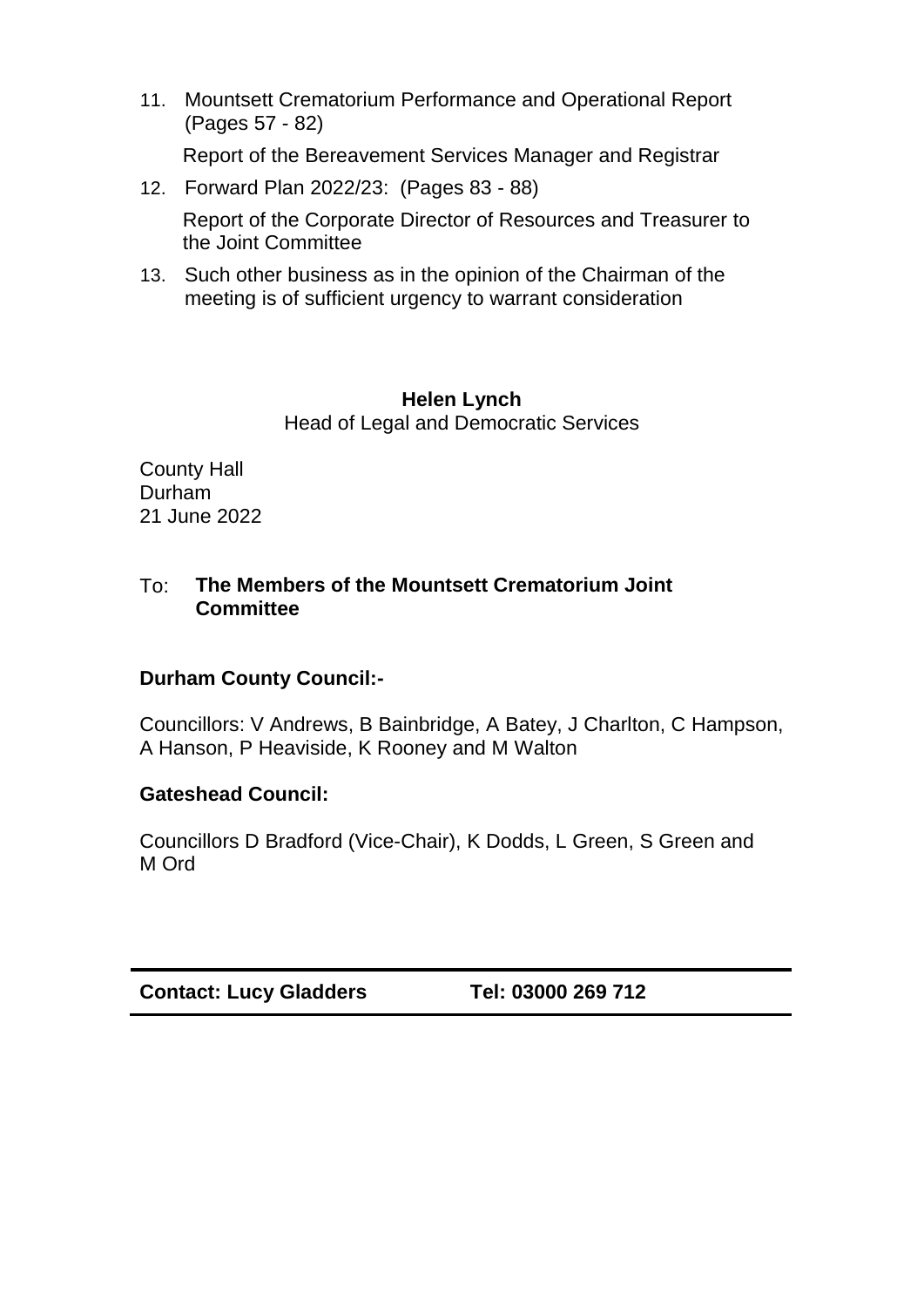11. Mountsett Crematorium Performance and Operational Report (Pages 57 - 82)

    Report of the Bereavement Services Manager and Registrar

12. Forward Plan 2022/23: (Pages 83 - 88)

    Report of the Corporate Director of Resources and Treasurer to the Joint Committee

13. Such other business as in the opinion of the Chairman of the meeting is of sufficient urgency to warrant consideration

**Helen Lynch**
Head of Legal and Democratic Services

County Hall
Durham
21 June 2022

To: **The Members of the Mountsett Crematorium Joint Committee**

**Durham County Council:-**

Councillors: V Andrews, B Bainbridge, A Batey, J Charlton, C Hampson, A Hanson, P Heaviside, K Rooney and M Walton

**Gateshead Council:**

Councillors D Bradford (Vice-Chair), K Dodds, L Green, S Green and M Ord

**Contact: Lucy Gladders** **Tel: 03000 269 712**